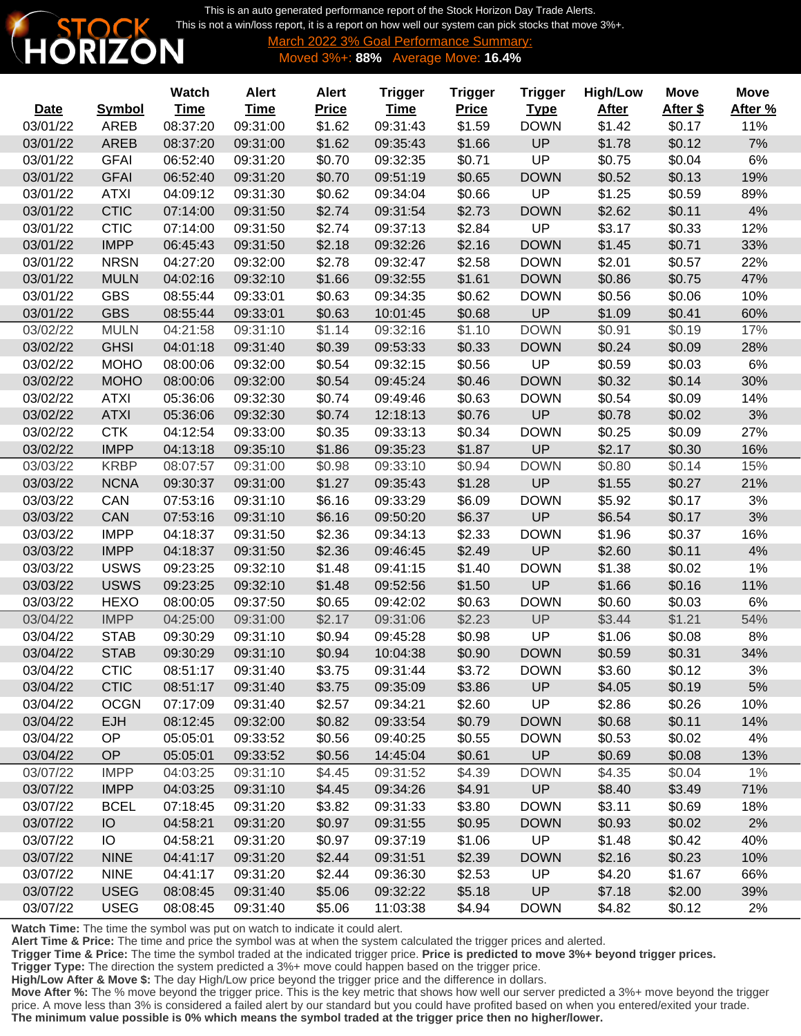This is an auto generated performance report of the Stock Horizon Day Trade Alerts.

This is not a win/loss report, it is a report on how well our system can pick stocks that move 3%+.

March 2022 3% Goal Performance Summary:

Moved 3%+: **88%** Average Move: **16.4%**

| Date | Symbol | Watch Time | Alert Time | Alert Price | Trigger Time | Trigger Price | Trigger Type | High/Low After | Move After $ | Move After % |
|---|---|---|---|---|---|---|---|---|---|---|
| 03/01/22 | AREB | 08:37:20 | 09:31:00 | $1.62 | 09:31:43 | $1.59 | DOWN | $1.42 | $0.17 | 11% |
| 03/01/22 | AREB | 08:37:20 | 09:31:00 | $1.62 | 09:35:43 | $1.66 | UP | $1.78 | $0.12 | 7% |
| 03/01/22 | GFAI | 06:52:40 | 09:31:20 | $0.70 | 09:32:35 | $0.71 | UP | $0.75 | $0.04 | 6% |
| 03/01/22 | GFAI | 06:52:40 | 09:31:20 | $0.70 | 09:51:19 | $0.65 | DOWN | $0.52 | $0.13 | 19% |
| 03/01/22 | ATXI | 04:09:12 | 09:31:30 | $0.62 | 09:34:04 | $0.66 | UP | $1.25 | $0.59 | 89% |
| 03/01/22 | CTIC | 07:14:00 | 09:31:50 | $2.74 | 09:31:54 | $2.73 | DOWN | $2.62 | $0.11 | 4% |
| 03/01/22 | CTIC | 07:14:00 | 09:31:50 | $2.74 | 09:37:13 | $2.84 | UP | $3.17 | $0.33 | 12% |
| 03/01/22 | IMPP | 06:45:43 | 09:31:50 | $2.18 | 09:32:26 | $2.16 | DOWN | $1.45 | $0.71 | 33% |
| 03/01/22 | NRSN | 04:27:20 | 09:32:00 | $2.78 | 09:32:47 | $2.58 | DOWN | $2.01 | $0.57 | 22% |
| 03/01/22 | MULN | 04:02:16 | 09:32:10 | $1.66 | 09:32:55 | $1.61 | DOWN | $0.86 | $0.75 | 47% |
| 03/01/22 | GBS | 08:55:44 | 09:33:01 | $0.63 | 09:34:35 | $0.62 | DOWN | $0.56 | $0.06 | 10% |
| 03/01/22 | GBS | 08:55:44 | 09:33:01 | $0.63 | 10:01:45 | $0.68 | UP | $1.09 | $0.41 | 60% |
| 03/02/22 | MULN | 04:21:58 | 09:31:10 | $1.14 | 09:32:16 | $1.10 | DOWN | $0.91 | $0.19 | 17% |
| 03/02/22 | GHSI | 04:01:18 | 09:31:40 | $0.39 | 09:53:33 | $0.33 | DOWN | $0.24 | $0.09 | 28% |
| 03/02/22 | MOHO | 08:00:06 | 09:32:00 | $0.54 | 09:32:15 | $0.56 | UP | $0.59 | $0.03 | 6% |
| 03/02/22 | MOHO | 08:00:06 | 09:32:00 | $0.54 | 09:45:24 | $0.46 | DOWN | $0.32 | $0.14 | 30% |
| 03/02/22 | ATXI | 05:36:06 | 09:32:30 | $0.74 | 09:49:46 | $0.63 | DOWN | $0.54 | $0.09 | 14% |
| 03/02/22 | ATXI | 05:36:06 | 09:32:30 | $0.74 | 12:18:13 | $0.76 | UP | $0.78 | $0.02 | 3% |
| 03/02/22 | CTK | 04:12:54 | 09:33:00 | $0.35 | 09:33:13 | $0.34 | DOWN | $0.25 | $0.09 | 27% |
| 03/02/22 | IMPP | 04:13:18 | 09:35:10 | $1.86 | 09:35:23 | $1.87 | UP | $2.17 | $0.30 | 16% |
| 03/03/22 | KRBP | 08:07:57 | 09:31:00 | $0.98 | 09:33:10 | $0.94 | DOWN | $0.80 | $0.14 | 15% |
| 03/03/22 | NCNA | 09:30:37 | 09:31:00 | $1.27 | 09:35:43 | $1.28 | UP | $1.55 | $0.27 | 21% |
| 03/03/22 | CAN | 07:53:16 | 09:31:10 | $6.16 | 09:33:29 | $6.09 | DOWN | $5.92 | $0.17 | 3% |
| 03/03/22 | CAN | 07:53:16 | 09:31:10 | $6.16 | 09:50:20 | $6.37 | UP | $6.54 | $0.17 | 3% |
| 03/03/22 | IMPP | 04:18:37 | 09:31:50 | $2.36 | 09:34:13 | $2.33 | DOWN | $1.96 | $0.37 | 16% |
| 03/03/22 | IMPP | 04:18:37 | 09:31:50 | $2.36 | 09:46:45 | $2.49 | UP | $2.60 | $0.11 | 4% |
| 03/03/22 | USWS | 09:23:25 | 09:32:10 | $1.48 | 09:41:15 | $1.40 | DOWN | $1.38 | $0.02 | 1% |
| 03/03/22 | USWS | 09:23:25 | 09:32:10 | $1.48 | 09:52:56 | $1.50 | UP | $1.66 | $0.16 | 11% |
| 03/03/22 | HEXO | 08:00:05 | 09:37:50 | $0.65 | 09:42:02 | $0.63 | DOWN | $0.60 | $0.03 | 6% |
| 03/04/22 | IMPP | 04:25:00 | 09:31:00 | $2.17 | 09:31:06 | $2.23 | UP | $3.44 | $1.21 | 54% |
| 03/04/22 | STAB | 09:30:29 | 09:31:10 | $0.94 | 09:45:28 | $0.98 | UP | $1.06 | $0.08 | 8% |
| 03/04/22 | STAB | 09:30:29 | 09:31:10 | $0.94 | 10:04:38 | $0.90 | DOWN | $0.59 | $0.31 | 34% |
| 03/04/22 | CTIC | 08:51:17 | 09:31:40 | $3.75 | 09:31:44 | $3.72 | DOWN | $3.60 | $0.12 | 3% |
| 03/04/22 | CTIC | 08:51:17 | 09:31:40 | $3.75 | 09:35:09 | $3.86 | UP | $4.05 | $0.19 | 5% |
| 03/04/22 | OCGN | 07:17:09 | 09:31:40 | $2.57 | 09:34:21 | $2.60 | UP | $2.86 | $0.26 | 10% |
| 03/04/22 | EJH | 08:12:45 | 09:32:00 | $0.82 | 09:33:54 | $0.79 | DOWN | $0.68 | $0.11 | 14% |
| 03/04/22 | OP | 05:05:01 | 09:33:52 | $0.56 | 09:40:25 | $0.55 | DOWN | $0.53 | $0.02 | 4% |
| 03/04/22 | OP | 05:05:01 | 09:33:52 | $0.56 | 14:45:04 | $0.61 | UP | $0.69 | $0.08 | 13% |
| 03/07/22 | IMPP | 04:03:25 | 09:31:10 | $4.45 | 09:31:52 | $4.39 | DOWN | $4.35 | $0.04 | 1% |
| 03/07/22 | IMPP | 04:03:25 | 09:31:10 | $4.45 | 09:34:26 | $4.91 | UP | $8.40 | $3.49 | 71% |
| 03/07/22 | BCEL | 07:18:45 | 09:31:20 | $3.82 | 09:31:33 | $3.80 | DOWN | $3.11 | $0.69 | 18% |
| 03/07/22 | IO | 04:58:21 | 09:31:20 | $0.97 | 09:31:55 | $0.95 | DOWN | $0.93 | $0.02 | 2% |
| 03/07/22 | IO | 04:58:21 | 09:31:20 | $0.97 | 09:37:19 | $1.06 | UP | $1.48 | $0.42 | 40% |
| 03/07/22 | NINE | 04:41:17 | 09:31:20 | $2.44 | 09:31:51 | $2.39 | DOWN | $2.16 | $0.23 | 10% |
| 03/07/22 | NINE | 04:41:17 | 09:31:20 | $2.44 | 09:36:30 | $2.53 | UP | $4.20 | $1.67 | 66% |
| 03/07/22 | USEG | 08:08:45 | 09:31:40 | $5.06 | 09:32:22 | $5.18 | UP | $7.18 | $2.00 | 39% |
| 03/07/22 | USEG | 08:08:45 | 09:31:40 | $5.06 | 11:03:38 | $4.94 | DOWN | $4.82 | $0.12 | 2% |

**Watch Time:** The time the symbol was put on watch to indicate it could alert.
**Alert Time & Price:** The time and price the symbol was at when the system calculated the trigger prices and alerted.
**Trigger Time & Price:** The time the symbol traded at the indicated trigger price. **Price is predicted to move 3%+ beyond trigger prices.**
**Trigger Type:** The direction the system predicted a 3%+ move could happen based on the trigger price.
**High/Low After & Move $:** The day High/Low price beyond the trigger price and the difference in dollars.
**Move After %:** The % move beyond the trigger price. This is the key metric that shows how well our server predicted a 3%+ move beyond the trigger price. A move less than 3% is considered a failed alert by our standard but you could have profited based on when you entered/exited your trade.
**The minimum value possible is 0% which means the symbol traded at the trigger price then no higher/lower.**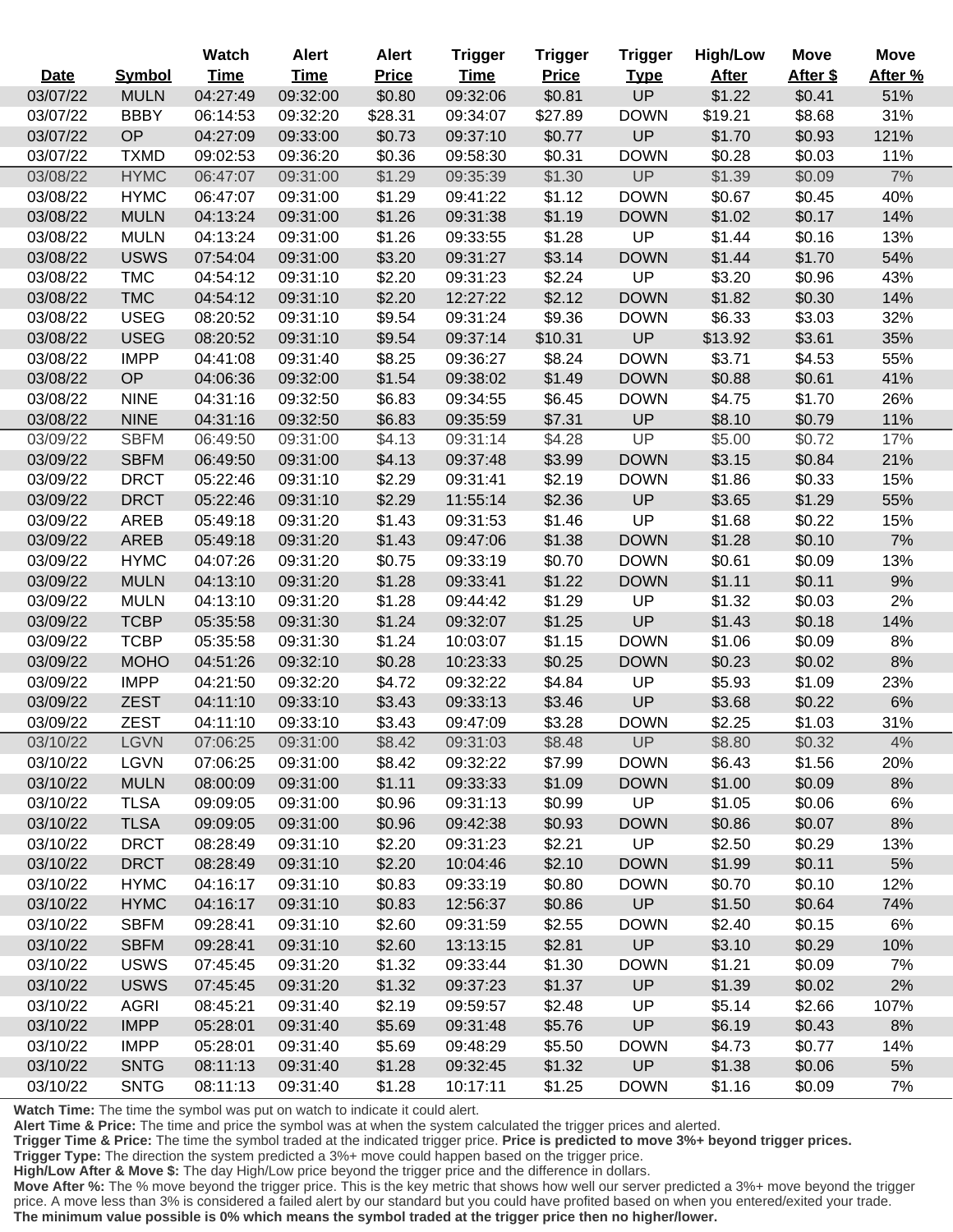| Date | Symbol | Watch Time | Alert Time | Alert Price | Trigger Time | Trigger Price | Trigger Type | High/Low After | Move After $ | Move After % |
|---|---|---|---|---|---|---|---|---|---|---|
| 03/07/22 | MULN | 04:27:49 | 09:32:00 | $0.80 | 09:32:06 | $0.81 | UP | $1.22 | $0.41 | 51% |
| 03/07/22 | BBBY | 06:14:53 | 09:32:20 | $28.31 | 09:34:07 | $27.89 | DOWN | $19.21 | $8.68 | 31% |
| 03/07/22 | OP | 04:27:09 | 09:33:00 | $0.73 | 09:37:10 | $0.77 | UP | $1.70 | $0.93 | 121% |
| 03/07/22 | TXMD | 09:02:53 | 09:36:20 | $0.36 | 09:58:30 | $0.31 | DOWN | $0.28 | $0.03 | 11% |
| 03/08/22 | HYMC | 06:47:07 | 09:31:00 | $1.29 | 09:35:39 | $1.30 | UP | $1.39 | $0.09 | 7% |
| 03/08/22 | HYMC | 06:47:07 | 09:31:00 | $1.29 | 09:41:22 | $1.12 | DOWN | $0.67 | $0.45 | 40% |
| 03/08/22 | MULN | 04:13:24 | 09:31:00 | $1.26 | 09:31:38 | $1.19 | DOWN | $1.02 | $0.17 | 14% |
| 03/08/22 | MULN | 04:13:24 | 09:31:00 | $1.26 | 09:33:55 | $1.28 | UP | $1.44 | $0.16 | 13% |
| 03/08/22 | USWS | 07:54:04 | 09:31:00 | $3.20 | 09:31:27 | $3.14 | DOWN | $1.44 | $1.70 | 54% |
| 03/08/22 | TMC | 04:54:12 | 09:31:10 | $2.20 | 09:31:23 | $2.24 | UP | $3.20 | $0.96 | 43% |
| 03/08/22 | TMC | 04:54:12 | 09:31:10 | $2.20 | 12:27:22 | $2.12 | DOWN | $1.82 | $0.30 | 14% |
| 03/08/22 | USEG | 08:20:52 | 09:31:10 | $9.54 | 09:31:24 | $9.36 | DOWN | $6.33 | $3.03 | 32% |
| 03/08/22 | USEG | 08:20:52 | 09:31:10 | $9.54 | 09:37:14 | $10.31 | UP | $13.92 | $3.61 | 35% |
| 03/08/22 | IMPP | 04:41:08 | 09:31:40 | $8.25 | 09:36:27 | $8.24 | DOWN | $3.71 | $4.53 | 55% |
| 03/08/22 | OP | 04:06:36 | 09:32:00 | $1.54 | 09:38:02 | $1.49 | DOWN | $0.88 | $0.61 | 41% |
| 03/08/22 | NINE | 04:31:16 | 09:32:50 | $6.83 | 09:34:55 | $6.45 | DOWN | $4.75 | $1.70 | 26% |
| 03/08/22 | NINE | 04:31:16 | 09:32:50 | $6.83 | 09:35:59 | $7.31 | UP | $8.10 | $0.79 | 11% |
| 03/09/22 | SBFM | 06:49:50 | 09:31:00 | $4.13 | 09:31:14 | $4.28 | UP | $5.00 | $0.72 | 17% |
| 03/09/22 | SBFM | 06:49:50 | 09:31:00 | $4.13 | 09:37:48 | $3.99 | DOWN | $3.15 | $0.84 | 21% |
| 03/09/22 | DRCT | 05:22:46 | 09:31:10 | $2.29 | 09:31:41 | $2.19 | DOWN | $1.86 | $0.33 | 15% |
| 03/09/22 | DRCT | 05:22:46 | 09:31:10 | $2.29 | 11:55:14 | $2.36 | UP | $3.65 | $1.29 | 55% |
| 03/09/22 | AREB | 05:49:18 | 09:31:20 | $1.43 | 09:31:53 | $1.46 | UP | $1.68 | $0.22 | 15% |
| 03/09/22 | AREB | 05:49:18 | 09:31:20 | $1.43 | 09:47:06 | $1.38 | DOWN | $1.28 | $0.10 | 7% |
| 03/09/22 | HYMC | 04:07:26 | 09:31:20 | $0.75 | 09:33:19 | $0.70 | DOWN | $0.61 | $0.09 | 13% |
| 03/09/22 | MULN | 04:13:10 | 09:31:20 | $1.28 | 09:33:41 | $1.22 | DOWN | $1.11 | $0.11 | 9% |
| 03/09/22 | MULN | 04:13:10 | 09:31:20 | $1.28 | 09:44:42 | $1.29 | UP | $1.32 | $0.03 | 2% |
| 03/09/22 | TCBP | 05:35:58 | 09:31:30 | $1.24 | 09:32:07 | $1.25 | UP | $1.43 | $0.18 | 14% |
| 03/09/22 | TCBP | 05:35:58 | 09:31:30 | $1.24 | 10:03:07 | $1.15 | DOWN | $1.06 | $0.09 | 8% |
| 03/09/22 | MOHO | 04:51:26 | 09:32:10 | $0.28 | 10:23:33 | $0.25 | DOWN | $0.23 | $0.02 | 8% |
| 03/09/22 | IMPP | 04:21:50 | 09:32:20 | $4.72 | 09:32:22 | $4.84 | UP | $5.93 | $1.09 | 23% |
| 03/09/22 | ZEST | 04:11:10 | 09:33:10 | $3.43 | 09:33:13 | $3.46 | UP | $3.68 | $0.22 | 6% |
| 03/09/22 | ZEST | 04:11:10 | 09:33:10 | $3.43 | 09:47:09 | $3.28 | DOWN | $2.25 | $1.03 | 31% |
| 03/10/22 | LGVN | 07:06:25 | 09:31:00 | $8.42 | 09:31:03 | $8.48 | UP | $8.80 | $0.32 | 4% |
| 03/10/22 | LGVN | 07:06:25 | 09:31:00 | $8.42 | 09:32:22 | $7.99 | DOWN | $6.43 | $1.56 | 20% |
| 03/10/22 | MULN | 08:00:09 | 09:31:00 | $1.11 | 09:33:33 | $1.09 | DOWN | $1.00 | $0.09 | 8% |
| 03/10/22 | TLSA | 09:09:05 | 09:31:00 | $0.96 | 09:31:13 | $0.99 | UP | $1.05 | $0.06 | 6% |
| 03/10/22 | TLSA | 09:09:05 | 09:31:00 | $0.96 | 09:42:38 | $0.93 | DOWN | $0.86 | $0.07 | 8% |
| 03/10/22 | DRCT | 08:28:49 | 09:31:10 | $2.20 | 09:31:23 | $2.21 | UP | $2.50 | $0.29 | 13% |
| 03/10/22 | DRCT | 08:28:49 | 09:31:10 | $2.20 | 10:04:46 | $2.10 | DOWN | $1.99 | $0.11 | 5% |
| 03/10/22 | HYMC | 04:16:17 | 09:31:10 | $0.83 | 09:33:19 | $0.80 | DOWN | $0.70 | $0.10 | 12% |
| 03/10/22 | HYMC | 04:16:17 | 09:31:10 | $0.83 | 12:56:37 | $0.86 | UP | $1.50 | $0.64 | 74% |
| 03/10/22 | SBFM | 09:28:41 | 09:31:10 | $2.60 | 09:31:59 | $2.55 | DOWN | $2.40 | $0.15 | 6% |
| 03/10/22 | SBFM | 09:28:41 | 09:31:10 | $2.60 | 13:13:15 | $2.81 | UP | $3.10 | $0.29 | 10% |
| 03/10/22 | USWS | 07:45:45 | 09:31:20 | $1.32 | 09:33:44 | $1.30 | DOWN | $1.21 | $0.09 | 7% |
| 03/10/22 | USWS | 07:45:45 | 09:31:20 | $1.32 | 09:37:23 | $1.37 | UP | $1.39 | $0.02 | 2% |
| 03/10/22 | AGRI | 08:45:21 | 09:31:40 | $2.19 | 09:59:57 | $2.48 | UP | $5.14 | $2.66 | 107% |
| 03/10/22 | IMPP | 05:28:01 | 09:31:40 | $5.69 | 09:31:48 | $5.76 | UP | $6.19 | $0.43 | 8% |
| 03/10/22 | IMPP | 05:28:01 | 09:31:40 | $5.69 | 09:48:29 | $5.50 | DOWN | $4.73 | $0.77 | 14% |
| 03/10/22 | SNTG | 08:11:13 | 09:31:40 | $1.28 | 09:32:45 | $1.32 | UP | $1.38 | $0.06 | 5% |
| 03/10/22 | SNTG | 08:11:13 | 09:31:40 | $1.28 | 10:17:11 | $1.25 | DOWN | $1.16 | $0.09 | 7% |

**Watch Time:** The time the symbol was put on watch to indicate it could alert.
**Alert Time & Price:** The time and price the symbol was at when the system calculated the trigger prices and alerted.
**Trigger Time & Price:** The time the symbol traded at the indicated trigger price. **Price is predicted to move 3%+ beyond trigger prices.**
**Trigger Type:** The direction the system predicted a 3%+ move could happen based on the trigger price.
**High/Low After & Move $:** The day High/Low price beyond the trigger price and the difference in dollars.
**Move After %:** The % move beyond the trigger price. This is the key metric that shows how well our server predicted a 3%+ move beyond the trigger price. A move less than 3% is considered a failed alert by our standard but you could have profited based on when you entered/exited your trade.
**The minimum value possible is 0% which means the symbol traded at the trigger price then no higher/lower.**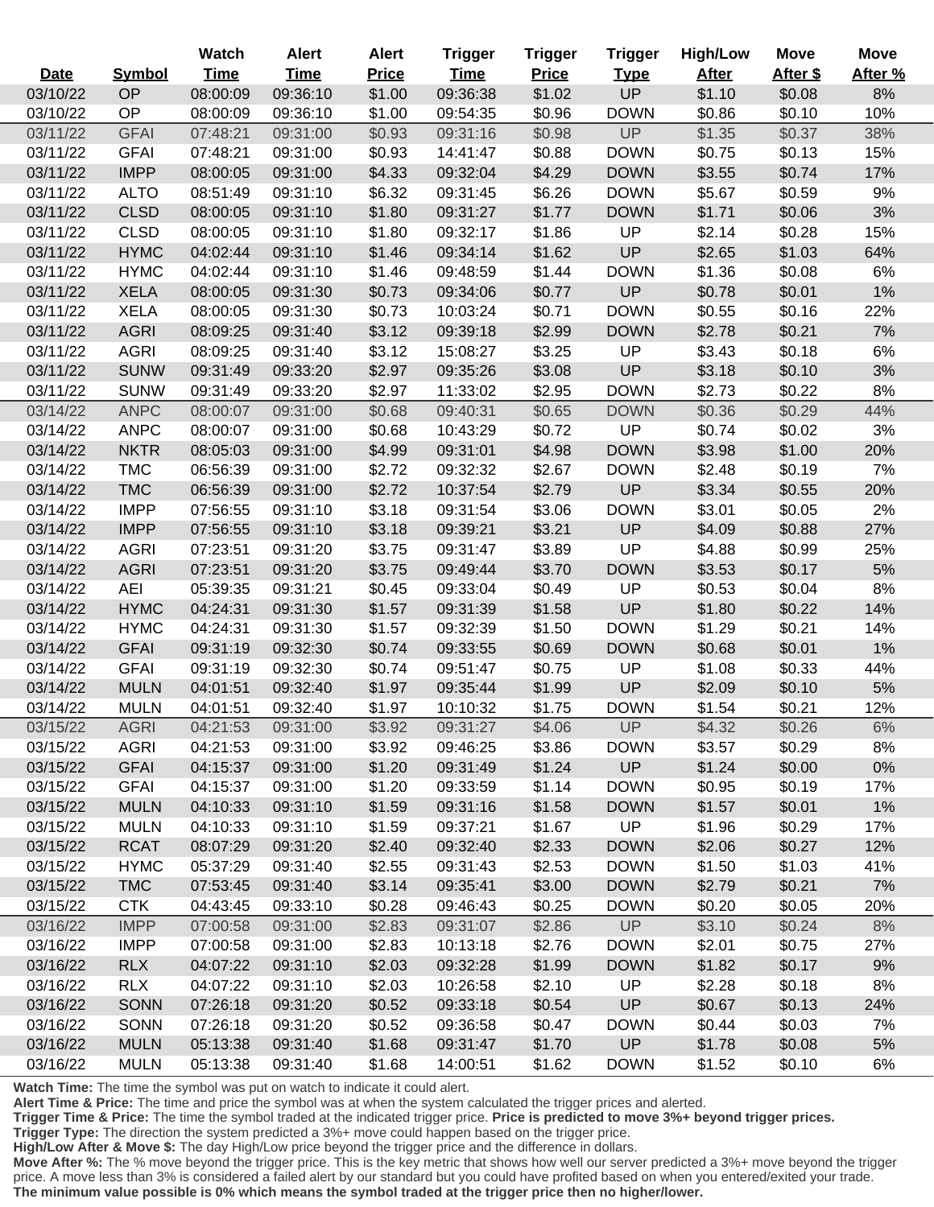| Date | Symbol | Watch Time | Alert Time | Alert Price | Trigger Time | Trigger Price | Trigger Type | High/Low After | Move After $ | Move After % |
|---|---|---|---|---|---|---|---|---|---|---|
| 03/10/22 | OP | 08:00:09 | 09:36:10 | $1.00 | 09:36:38 | $1.02 | UP | $1.10 | $0.08 | 8% |
| 03/10/22 | OP | 08:00:09 | 09:36:10 | $1.00 | 09:54:35 | $0.96 | DOWN | $0.86 | $0.10 | 10% |
| 03/11/22 | GFAI | 07:48:21 | 09:31:00 | $0.93 | 09:31:16 | $0.98 | UP | $1.35 | $0.37 | 38% |
| 03/11/22 | GFAI | 07:48:21 | 09:31:00 | $0.93 | 14:41:47 | $0.88 | DOWN | $0.75 | $0.13 | 15% |
| 03/11/22 | IMPP | 08:00:05 | 09:31:00 | $4.33 | 09:32:04 | $4.29 | DOWN | $3.55 | $0.74 | 17% |
| 03/11/22 | ALTO | 08:51:49 | 09:31:10 | $6.32 | 09:31:45 | $6.26 | DOWN | $5.67 | $0.59 | 9% |
| 03/11/22 | CLSD | 08:00:05 | 09:31:10 | $1.80 | 09:31:27 | $1.77 | DOWN | $1.71 | $0.06 | 3% |
| 03/11/22 | CLSD | 08:00:05 | 09:31:10 | $1.80 | 09:32:17 | $1.86 | UP | $2.14 | $0.28 | 15% |
| 03/11/22 | HYMC | 04:02:44 | 09:31:10 | $1.46 | 09:34:14 | $1.62 | UP | $2.65 | $1.03 | 64% |
| 03/11/22 | HYMC | 04:02:44 | 09:31:10 | $1.46 | 09:48:59 | $1.44 | DOWN | $1.36 | $0.08 | 6% |
| 03/11/22 | XELA | 08:00:05 | 09:31:30 | $0.73 | 09:34:06 | $0.77 | UP | $0.78 | $0.01 | 1% |
| 03/11/22 | XELA | 08:00:05 | 09:31:30 | $0.73 | 10:03:24 | $0.71 | DOWN | $0.55 | $0.16 | 22% |
| 03/11/22 | AGRI | 08:09:25 | 09:31:40 | $3.12 | 09:39:18 | $2.99 | DOWN | $2.78 | $0.21 | 7% |
| 03/11/22 | AGRI | 08:09:25 | 09:31:40 | $3.12 | 15:08:27 | $3.25 | UP | $3.43 | $0.18 | 6% |
| 03/11/22 | SUNW | 09:31:49 | 09:33:20 | $2.97 | 09:35:26 | $3.08 | UP | $3.18 | $0.10 | 3% |
| 03/11/22 | SUNW | 09:31:49 | 09:33:20 | $2.97 | 11:33:02 | $2.95 | DOWN | $2.73 | $0.22 | 8% |
| 03/14/22 | ANPC | 08:00:07 | 09:31:00 | $0.68 | 09:40:31 | $0.65 | DOWN | $0.36 | $0.29 | 44% |
| 03/14/22 | ANPC | 08:00:07 | 09:31:00 | $0.68 | 10:43:29 | $0.72 | UP | $0.74 | $0.02 | 3% |
| 03/14/22 | NKTR | 08:05:03 | 09:31:00 | $4.99 | 09:31:01 | $4.98 | DOWN | $3.98 | $1.00 | 20% |
| 03/14/22 | TMC | 06:56:39 | 09:31:00 | $2.72 | 09:32:32 | $2.67 | DOWN | $2.48 | $0.19 | 7% |
| 03/14/22 | TMC | 06:56:39 | 09:31:00 | $2.72 | 10:37:54 | $2.79 | UP | $3.34 | $0.55 | 20% |
| 03/14/22 | IMPP | 07:56:55 | 09:31:10 | $3.18 | 09:31:54 | $3.06 | DOWN | $3.01 | $0.05 | 2% |
| 03/14/22 | IMPP | 07:56:55 | 09:31:10 | $3.18 | 09:39:21 | $3.21 | UP | $4.09 | $0.88 | 27% |
| 03/14/22 | AGRI | 07:23:51 | 09:31:20 | $3.75 | 09:31:47 | $3.89 | UP | $4.88 | $0.99 | 25% |
| 03/14/22 | AGRI | 07:23:51 | 09:31:20 | $3.75 | 09:49:44 | $3.70 | DOWN | $3.53 | $0.17 | 5% |
| 03/14/22 | AEI | 05:39:35 | 09:31:21 | $0.45 | 09:33:04 | $0.49 | UP | $0.53 | $0.04 | 8% |
| 03/14/22 | HYMC | 04:24:31 | 09:31:30 | $1.57 | 09:31:39 | $1.58 | UP | $1.80 | $0.22 | 14% |
| 03/14/22 | HYMC | 04:24:31 | 09:31:30 | $1.57 | 09:32:39 | $1.50 | DOWN | $1.29 | $0.21 | 14% |
| 03/14/22 | GFAI | 09:31:19 | 09:32:30 | $0.74 | 09:33:55 | $0.69 | DOWN | $0.68 | $0.01 | 1% |
| 03/14/22 | GFAI | 09:31:19 | 09:32:30 | $0.74 | 09:51:47 | $0.75 | UP | $1.08 | $0.33 | 44% |
| 03/14/22 | MULN | 04:01:51 | 09:32:40 | $1.97 | 09:35:44 | $1.99 | UP | $2.09 | $0.10 | 5% |
| 03/14/22 | MULN | 04:01:51 | 09:32:40 | $1.97 | 10:10:32 | $1.75 | DOWN | $1.54 | $0.21 | 12% |
| 03/15/22 | AGRI | 04:21:53 | 09:31:00 | $3.92 | 09:31:27 | $4.06 | UP | $4.32 | $0.26 | 6% |
| 03/15/22 | AGRI | 04:21:53 | 09:31:00 | $3.92 | 09:46:25 | $3.86 | DOWN | $3.57 | $0.29 | 8% |
| 03/15/22 | GFAI | 04:15:37 | 09:31:00 | $1.20 | 09:31:49 | $1.24 | UP | $1.24 | $0.00 | 0% |
| 03/15/22 | GFAI | 04:15:37 | 09:31:00 | $1.20 | 09:33:59 | $1.14 | DOWN | $0.95 | $0.19 | 17% |
| 03/15/22 | MULN | 04:10:33 | 09:31:10 | $1.59 | 09:31:16 | $1.58 | DOWN | $1.57 | $0.01 | 1% |
| 03/15/22 | MULN | 04:10:33 | 09:31:10 | $1.59 | 09:37:21 | $1.67 | UP | $1.96 | $0.29 | 17% |
| 03/15/22 | RCAT | 08:07:29 | 09:31:20 | $2.40 | 09:32:40 | $2.33 | DOWN | $2.06 | $0.27 | 12% |
| 03/15/22 | HYMC | 05:37:29 | 09:31:40 | $2.55 | 09:31:43 | $2.53 | DOWN | $1.50 | $1.03 | 41% |
| 03/15/22 | TMC | 07:53:45 | 09:31:40 | $3.14 | 09:35:41 | $3.00 | DOWN | $2.79 | $0.21 | 7% |
| 03/15/22 | CTK | 04:43:45 | 09:33:10 | $0.28 | 09:46:43 | $0.25 | DOWN | $0.20 | $0.05 | 20% |
| 03/16/22 | IMPP | 07:00:58 | 09:31:00 | $2.83 | 09:31:07 | $2.86 | UP | $3.10 | $0.24 | 8% |
| 03/16/22 | IMPP | 07:00:58 | 09:31:00 | $2.83 | 10:13:18 | $2.76 | DOWN | $2.01 | $0.75 | 27% |
| 03/16/22 | RLX | 04:07:22 | 09:31:10 | $2.03 | 09:32:28 | $1.99 | DOWN | $1.82 | $0.17 | 9% |
| 03/16/22 | RLX | 04:07:22 | 09:31:10 | $2.03 | 10:26:58 | $2.10 | UP | $2.28 | $0.18 | 8% |
| 03/16/22 | SONN | 07:26:18 | 09:31:20 | $0.52 | 09:33:18 | $0.54 | UP | $0.67 | $0.13 | 24% |
| 03/16/22 | SONN | 07:26:18 | 09:31:20 | $0.52 | 09:36:58 | $0.47 | DOWN | $0.44 | $0.03 | 7% |
| 03/16/22 | MULN | 05:13:38 | 09:31:40 | $1.68 | 09:31:47 | $1.70 | UP | $1.78 | $0.08 | 5% |
| 03/16/22 | MULN | 05:13:38 | 09:31:40 | $1.68 | 14:00:51 | $1.62 | DOWN | $1.52 | $0.10 | 6% |

**Watch Time:** The time the symbol was put on watch to indicate it could alert.
**Alert Time & Price:** The time and price the symbol was at when the system calculated the trigger prices and alerted.
**Trigger Time & Price:** The time the symbol traded at the indicated trigger price. **Price is predicted to move 3%+ beyond trigger prices.**
**Trigger Type:** The direction the system predicted a 3%+ move could happen based on the trigger price.
**High/Low After & Move $:** The day High/Low price beyond the trigger price and the difference in dollars.
**Move After %:** The % move beyond the trigger price. This is the key metric that shows how well our server predicted a 3%+ move beyond the trigger price. A move less than 3% is considered a failed alert by our standard but you could have profited based on when you entered/exited your trade.
**The minimum value possible is 0% which means the symbol traded at the trigger price then no higher/lower.**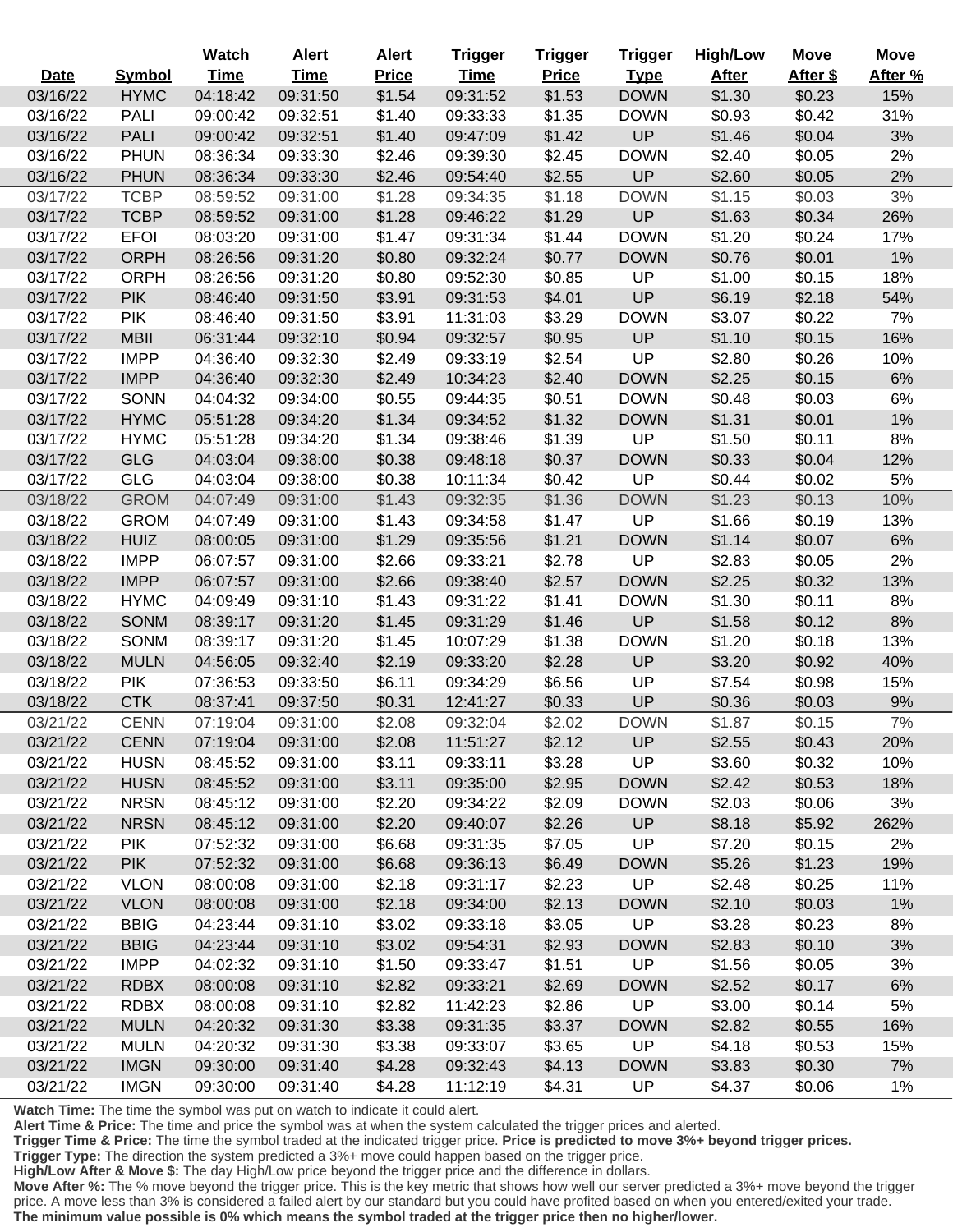| Date | Symbol | Watch Time | Alert Time | Alert Price | Trigger Time | Trigger Price | Trigger Type | High/Low After | Move After $ | Move After % |
|---|---|---|---|---|---|---|---|---|---|---|
| 03/16/22 | HYMC | 04:18:42 | 09:31:50 | $1.54 | 09:31:52 | $1.53 | DOWN | $1.30 | $0.23 | 15% |
| 03/16/22 | PALI | 09:00:42 | 09:32:51 | $1.40 | 09:33:33 | $1.35 | DOWN | $0.93 | $0.42 | 31% |
| 03/16/22 | PALI | 09:00:42 | 09:32:51 | $1.40 | 09:47:09 | $1.42 | UP | $1.46 | $0.04 | 3% |
| 03/16/22 | PHUN | 08:36:34 | 09:33:30 | $2.46 | 09:39:30 | $2.45 | DOWN | $2.40 | $0.05 | 2% |
| 03/16/22 | PHUN | 08:36:34 | 09:33:30 | $2.46 | 09:54:40 | $2.55 | UP | $2.60 | $0.05 | 2% |
| 03/17/22 | TCBP | 08:59:52 | 09:31:00 | $1.28 | 09:34:35 | $1.18 | DOWN | $1.15 | $0.03 | 3% |
| 03/17/22 | TCBP | 08:59:52 | 09:31:00 | $1.28 | 09:46:22 | $1.29 | UP | $1.63 | $0.34 | 26% |
| 03/17/22 | EFOI | 08:03:20 | 09:31:00 | $1.47 | 09:31:34 | $1.44 | DOWN | $1.20 | $0.24 | 17% |
| 03/17/22 | ORPH | 08:26:56 | 09:31:20 | $0.80 | 09:32:24 | $0.77 | DOWN | $0.76 | $0.01 | 1% |
| 03/17/22 | ORPH | 08:26:56 | 09:31:20 | $0.80 | 09:52:30 | $0.85 | UP | $1.00 | $0.15 | 18% |
| 03/17/22 | PIK | 08:46:40 | 09:31:50 | $3.91 | 09:31:53 | $4.01 | UP | $6.19 | $2.18 | 54% |
| 03/17/22 | PIK | 08:46:40 | 09:31:50 | $3.91 | 11:31:03 | $3.29 | DOWN | $3.07 | $0.22 | 7% |
| 03/17/22 | MBII | 06:31:44 | 09:32:10 | $0.94 | 09:32:57 | $0.95 | UP | $1.10 | $0.15 | 16% |
| 03/17/22 | IMPP | 04:36:40 | 09:32:30 | $2.49 | 09:33:19 | $2.54 | UP | $2.80 | $0.26 | 10% |
| 03/17/22 | IMPP | 04:36:40 | 09:32:30 | $2.49 | 10:34:23 | $2.40 | DOWN | $2.25 | $0.15 | 6% |
| 03/17/22 | SONN | 04:04:32 | 09:34:00 | $0.55 | 09:44:35 | $0.51 | DOWN | $0.48 | $0.03 | 6% |
| 03/17/22 | HYMC | 05:51:28 | 09:34:20 | $1.34 | 09:34:52 | $1.32 | DOWN | $1.31 | $0.01 | 1% |
| 03/17/22 | HYMC | 05:51:28 | 09:34:20 | $1.34 | 09:38:46 | $1.39 | UP | $1.50 | $0.11 | 8% |
| 03/17/22 | GLG | 04:03:04 | 09:38:00 | $0.38 | 09:48:18 | $0.37 | DOWN | $0.33 | $0.04 | 12% |
| 03/17/22 | GLG | 04:03:04 | 09:38:00 | $0.38 | 10:11:34 | $0.42 | UP | $0.44 | $0.02 | 5% |
| 03/18/22 | GROM | 04:07:49 | 09:31:00 | $1.43 | 09:32:35 | $1.36 | DOWN | $1.23 | $0.13 | 10% |
| 03/18/22 | GROM | 04:07:49 | 09:31:00 | $1.43 | 09:34:58 | $1.47 | UP | $1.66 | $0.19 | 13% |
| 03/18/22 | HUIZ | 08:00:05 | 09:31:00 | $1.29 | 09:35:56 | $1.21 | DOWN | $1.14 | $0.07 | 6% |
| 03/18/22 | IMPP | 06:07:57 | 09:31:00 | $2.66 | 09:33:21 | $2.78 | UP | $2.83 | $0.05 | 2% |
| 03/18/22 | IMPP | 06:07:57 | 09:31:00 | $2.66 | 09:38:40 | $2.57 | DOWN | $2.25 | $0.32 | 13% |
| 03/18/22 | HYMC | 04:09:49 | 09:31:10 | $1.43 | 09:31:22 | $1.41 | DOWN | $1.30 | $0.11 | 8% |
| 03/18/22 | SONM | 08:39:17 | 09:31:20 | $1.45 | 09:31:29 | $1.46 | UP | $1.58 | $0.12 | 8% |
| 03/18/22 | SONM | 08:39:17 | 09:31:20 | $1.45 | 10:07:29 | $1.38 | DOWN | $1.20 | $0.18 | 13% |
| 03/18/22 | MULN | 04:56:05 | 09:32:40 | $2.19 | 09:33:20 | $2.28 | UP | $3.20 | $0.92 | 40% |
| 03/18/22 | PIK | 07:36:53 | 09:33:50 | $6.11 | 09:34:29 | $6.56 | UP | $7.54 | $0.98 | 15% |
| 03/18/22 | CTK | 08:37:41 | 09:37:50 | $0.31 | 12:41:27 | $0.33 | UP | $0.36 | $0.03 | 9% |
| 03/21/22 | CENN | 07:19:04 | 09:31:00 | $2.08 | 09:32:04 | $2.02 | DOWN | $1.87 | $0.15 | 7% |
| 03/21/22 | CENN | 07:19:04 | 09:31:00 | $2.08 | 11:51:27 | $2.12 | UP | $2.55 | $0.43 | 20% |
| 03/21/22 | HUSN | 08:45:52 | 09:31:00 | $3.11 | 09:33:11 | $3.28 | UP | $3.60 | $0.32 | 10% |
| 03/21/22 | HUSN | 08:45:52 | 09:31:00 | $3.11 | 09:35:00 | $2.95 | DOWN | $2.42 | $0.53 | 18% |
| 03/21/22 | NRSN | 08:45:12 | 09:31:00 | $2.20 | 09:34:22 | $2.09 | DOWN | $2.03 | $0.06 | 3% |
| 03/21/22 | NRSN | 08:45:12 | 09:31:00 | $2.20 | 09:40:07 | $2.26 | UP | $8.18 | $5.92 | 262% |
| 03/21/22 | PIK | 07:52:32 | 09:31:00 | $6.68 | 09:31:35 | $7.05 | UP | $7.20 | $0.15 | 2% |
| 03/21/22 | PIK | 07:52:32 | 09:31:00 | $6.68 | 09:36:13 | $6.49 | DOWN | $5.26 | $1.23 | 19% |
| 03/21/22 | VLON | 08:00:08 | 09:31:00 | $2.18 | 09:31:17 | $2.23 | UP | $2.48 | $0.25 | 11% |
| 03/21/22 | VLON | 08:00:08 | 09:31:00 | $2.18 | 09:34:00 | $2.13 | DOWN | $2.10 | $0.03 | 1% |
| 03/21/22 | BBIG | 04:23:44 | 09:31:10 | $3.02 | 09:33:18 | $3.05 | UP | $3.28 | $0.23 | 8% |
| 03/21/22 | BBIG | 04:23:44 | 09:31:10 | $3.02 | 09:54:31 | $2.93 | DOWN | $2.83 | $0.10 | 3% |
| 03/21/22 | IMPP | 04:02:32 | 09:31:10 | $1.50 | 09:33:47 | $1.51 | UP | $1.56 | $0.05 | 3% |
| 03/21/22 | RDBX | 08:00:08 | 09:31:10 | $2.82 | 09:33:21 | $2.69 | DOWN | $2.52 | $0.17 | 6% |
| 03/21/22 | RDBX | 08:00:08 | 09:31:10 | $2.82 | 11:42:23 | $2.86 | UP | $3.00 | $0.14 | 5% |
| 03/21/22 | MULN | 04:20:32 | 09:31:30 | $3.38 | 09:31:35 | $3.37 | DOWN | $2.82 | $0.55 | 16% |
| 03/21/22 | MULN | 04:20:32 | 09:31:30 | $3.38 | 09:33:07 | $3.65 | UP | $4.18 | $0.53 | 15% |
| 03/21/22 | IMGN | 09:30:00 | 09:31:40 | $4.28 | 09:32:43 | $4.13 | DOWN | $3.83 | $0.30 | 7% |
| 03/21/22 | IMGN | 09:30:00 | 09:31:40 | $4.28 | 11:12:19 | $4.31 | UP | $4.37 | $0.06 | 1% |

**Watch Time:** The time the symbol was put on watch to indicate it could alert.
**Alert Time & Price:** The time and price the symbol was at when the system calculated the trigger prices and alerted.
**Trigger Time & Price:** The time the symbol traded at the indicated trigger price. **Price is predicted to move 3%+ beyond trigger prices.**
**Trigger Type:** The direction the system predicted a 3%+ move could happen based on the trigger price.
**High/Low After & Move $:** The day High/Low price beyond the trigger price and the difference in dollars.
**Move After %:** The % move beyond the trigger price. This is the key metric that shows how well our server predicted a 3%+ move beyond the trigger price. A move less than 3% is considered a failed alert by our standard but you could have profited based on when you entered/exited your trade. **The minimum value possible is 0% which means the symbol traded at the trigger price then no higher/lower.**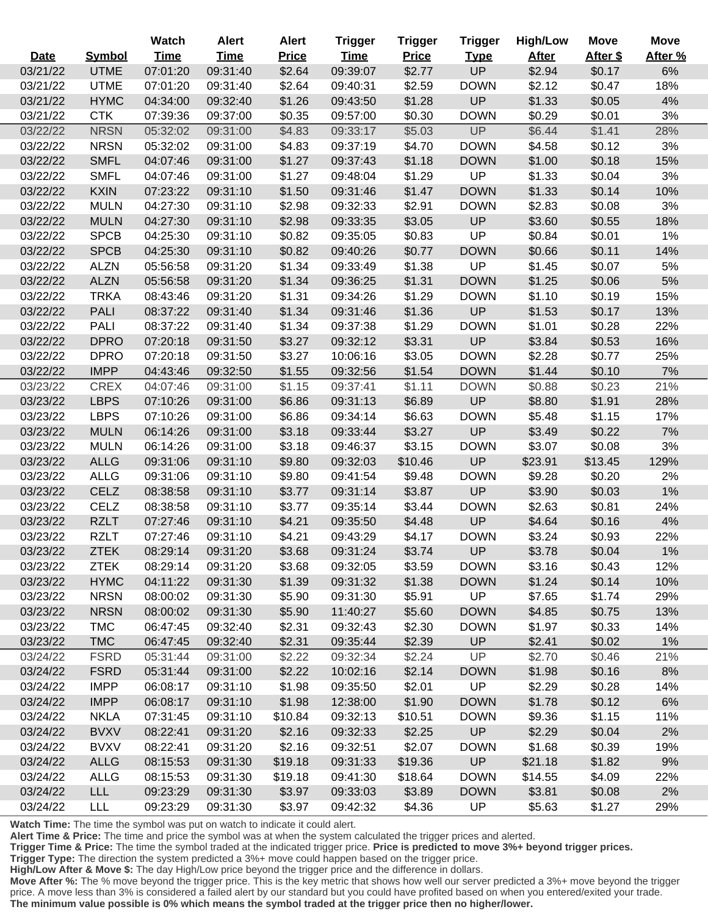| Date | Symbol | Watch Time | Alert Time | Alert Price | Trigger Time | Trigger Price | Trigger Type | High/Low After | Move After $ | Move After % |
|---|---|---|---|---|---|---|---|---|---|---|
| 03/21/22 | UTME | 07:01:20 | 09:31:40 | $2.64 | 09:39:07 | $2.77 | UP | $2.94 | $0.17 | 6% |
| 03/21/22 | UTME | 07:01:20 | 09:31:40 | $2.64 | 09:40:31 | $2.59 | DOWN | $2.12 | $0.47 | 18% |
| 03/21/22 | HYMC | 04:34:00 | 09:32:40 | $1.26 | 09:43:50 | $1.28 | UP | $1.33 | $0.05 | 4% |
| 03/21/22 | CTK | 07:39:36 | 09:37:00 | $0.35 | 09:57:00 | $0.30 | DOWN | $0.29 | $0.01 | 3% |
| 03/22/22 | NRSN | 05:32:02 | 09:31:00 | $4.83 | 09:33:17 | $5.03 | UP | $6.44 | $1.41 | 28% |
| 03/22/22 | NRSN | 05:32:02 | 09:31:00 | $4.83 | 09:37:19 | $4.70 | DOWN | $4.58 | $0.12 | 3% |
| 03/22/22 | SMFL | 04:07:46 | 09:31:00 | $1.27 | 09:37:43 | $1.18 | DOWN | $1.00 | $0.18 | 15% |
| 03/22/22 | SMFL | 04:07:46 | 09:31:00 | $1.27 | 09:48:04 | $1.29 | UP | $1.33 | $0.04 | 3% |
| 03/22/22 | KXIN | 07:23:22 | 09:31:10 | $1.50 | 09:31:46 | $1.47 | DOWN | $1.33 | $0.14 | 10% |
| 03/22/22 | MULN | 04:27:30 | 09:31:10 | $2.98 | 09:32:33 | $2.91 | DOWN | $2.83 | $0.08 | 3% |
| 03/22/22 | MULN | 04:27:30 | 09:31:10 | $2.98 | 09:33:35 | $3.05 | UP | $3.60 | $0.55 | 18% |
| 03/22/22 | SPCB | 04:25:30 | 09:31:10 | $0.82 | 09:35:05 | $0.83 | UP | $0.84 | $0.01 | 1% |
| 03/22/22 | SPCB | 04:25:30 | 09:31:10 | $0.82 | 09:40:26 | $0.77 | DOWN | $0.66 | $0.11 | 14% |
| 03/22/22 | ALZN | 05:56:58 | 09:31:20 | $1.34 | 09:33:49 | $1.38 | UP | $1.45 | $0.07 | 5% |
| 03/22/22 | ALZN | 05:56:58 | 09:31:20 | $1.34 | 09:36:25 | $1.31 | DOWN | $1.25 | $0.06 | 5% |
| 03/22/22 | TRKA | 08:43:46 | 09:31:20 | $1.31 | 09:34:26 | $1.29 | DOWN | $1.10 | $0.19 | 15% |
| 03/22/22 | PALI | 08:37:22 | 09:31:40 | $1.34 | 09:31:46 | $1.36 | UP | $1.53 | $0.17 | 13% |
| 03/22/22 | PALI | 08:37:22 | 09:31:40 | $1.34 | 09:37:38 | $1.29 | DOWN | $1.01 | $0.28 | 22% |
| 03/22/22 | DPRO | 07:20:18 | 09:31:50 | $3.27 | 09:32:12 | $3.31 | UP | $3.84 | $0.53 | 16% |
| 03/22/22 | DPRO | 07:20:18 | 09:31:50 | $3.27 | 10:06:16 | $3.05 | DOWN | $2.28 | $0.77 | 25% |
| 03/22/22 | IMPP | 04:43:46 | 09:32:50 | $1.55 | 09:32:56 | $1.54 | DOWN | $1.44 | $0.10 | 7% |
| 03/23/22 | CREX | 04:07:46 | 09:31:00 | $1.15 | 09:37:41 | $1.11 | DOWN | $0.88 | $0.23 | 21% |
| 03/23/22 | LBPS | 07:10:26 | 09:31:00 | $6.86 | 09:31:13 | $6.89 | UP | $8.80 | $1.91 | 28% |
| 03/23/22 | LBPS | 07:10:26 | 09:31:00 | $6.86 | 09:34:14 | $6.63 | DOWN | $5.48 | $1.15 | 17% |
| 03/23/22 | MULN | 06:14:26 | 09:31:00 | $3.18 | 09:33:44 | $3.27 | UP | $3.49 | $0.22 | 7% |
| 03/23/22 | MULN | 06:14:26 | 09:31:00 | $3.18 | 09:46:37 | $3.15 | DOWN | $3.07 | $0.08 | 3% |
| 03/23/22 | ALLG | 09:31:06 | 09:31:10 | $9.80 | 09:32:03 | $10.46 | UP | $23.91 | $13.45 | 129% |
| 03/23/22 | ALLG | 09:31:06 | 09:31:10 | $9.80 | 09:41:54 | $9.48 | DOWN | $9.28 | $0.20 | 2% |
| 03/23/22 | CELZ | 08:38:58 | 09:31:10 | $3.77 | 09:31:14 | $3.87 | UP | $3.90 | $0.03 | 1% |
| 03/23/22 | CELZ | 08:38:58 | 09:31:10 | $3.77 | 09:35:14 | $3.44 | DOWN | $2.63 | $0.81 | 24% |
| 03/23/22 | RZLT | 07:27:46 | 09:31:10 | $4.21 | 09:35:50 | $4.48 | UP | $4.64 | $0.16 | 4% |
| 03/23/22 | RZLT | 07:27:46 | 09:31:10 | $4.21 | 09:43:29 | $4.17 | DOWN | $3.24 | $0.93 | 22% |
| 03/23/22 | ZTEK | 08:29:14 | 09:31:20 | $3.68 | 09:31:24 | $3.74 | UP | $3.78 | $0.04 | 1% |
| 03/23/22 | ZTEK | 08:29:14 | 09:31:20 | $3.68 | 09:32:05 | $3.59 | DOWN | $3.16 | $0.43 | 12% |
| 03/23/22 | HYMC | 04:11:22 | 09:31:30 | $1.39 | 09:31:32 | $1.38 | DOWN | $1.24 | $0.14 | 10% |
| 03/23/22 | NRSN | 08:00:02 | 09:31:30 | $5.90 | 09:31:30 | $5.91 | UP | $7.65 | $1.74 | 29% |
| 03/23/22 | NRSN | 08:00:02 | 09:31:30 | $5.90 | 11:40:27 | $5.60 | DOWN | $4.85 | $0.75 | 13% |
| 03/23/22 | TMC | 06:47:45 | 09:32:40 | $2.31 | 09:32:43 | $2.30 | DOWN | $1.97 | $0.33 | 14% |
| 03/23/22 | TMC | 06:47:45 | 09:32:40 | $2.31 | 09:35:44 | $2.39 | UP | $2.41 | $0.02 | 1% |
| 03/24/22 | FSRD | 05:31:44 | 09:31:00 | $2.22 | 09:32:34 | $2.24 | UP | $2.70 | $0.46 | 21% |
| 03/24/22 | FSRD | 05:31:44 | 09:31:00 | $2.22 | 10:02:16 | $2.14 | DOWN | $1.98 | $0.16 | 8% |
| 03/24/22 | IMPP | 06:08:17 | 09:31:10 | $1.98 | 09:35:50 | $2.01 | UP | $2.29 | $0.28 | 14% |
| 03/24/22 | IMPP | 06:08:17 | 09:31:10 | $1.98 | 12:38:00 | $1.90 | DOWN | $1.78 | $0.12 | 6% |
| 03/24/22 | NKLA | 07:31:45 | 09:31:10 | $10.84 | 09:32:13 | $10.51 | DOWN | $9.36 | $1.15 | 11% |
| 03/24/22 | BVXV | 08:22:41 | 09:31:20 | $2.16 | 09:32:33 | $2.25 | UP | $2.29 | $0.04 | 2% |
| 03/24/22 | BVXV | 08:22:41 | 09:31:20 | $2.16 | 09:32:51 | $2.07 | DOWN | $1.68 | $0.39 | 19% |
| 03/24/22 | ALLG | 08:15:53 | 09:31:30 | $19.18 | 09:31:33 | $19.36 | UP | $21.18 | $1.82 | 9% |
| 03/24/22 | ALLG | 08:15:53 | 09:31:30 | $19.18 | 09:41:30 | $18.64 | DOWN | $14.55 | $4.09 | 22% |
| 03/24/22 | LLL | 09:23:29 | 09:31:30 | $3.97 | 09:33:03 | $3.89 | DOWN | $3.81 | $0.08 | 2% |
| 03/24/22 | LLL | 09:23:29 | 09:31:30 | $3.97 | 09:42:32 | $4.36 | UP | $5.63 | $1.27 | 29% |

**Watch Time:** The time the symbol was put on watch to indicate it could alert.
**Alert Time & Price:** The time and price the symbol was at when the system calculated the trigger prices and alerted.
**Trigger Time & Price:** The time the symbol traded at the indicated trigger price. **Price is predicted to move 3%+ beyond trigger prices.**
**Trigger Type:** The direction the system predicted a 3%+ move could happen based on the trigger price.
**High/Low After & Move $:** The day High/Low price beyond the trigger price and the difference in dollars.
**Move After %:** The % move beyond the trigger price. This is the key metric that shows how well our server predicted a 3%+ move beyond the trigger price. A move less than 3% is considered a failed alert by our standard but you could have profited based on when you entered/exited your trade.
**The minimum value possible is 0% which means the symbol traded at the trigger price then no higher/lower.**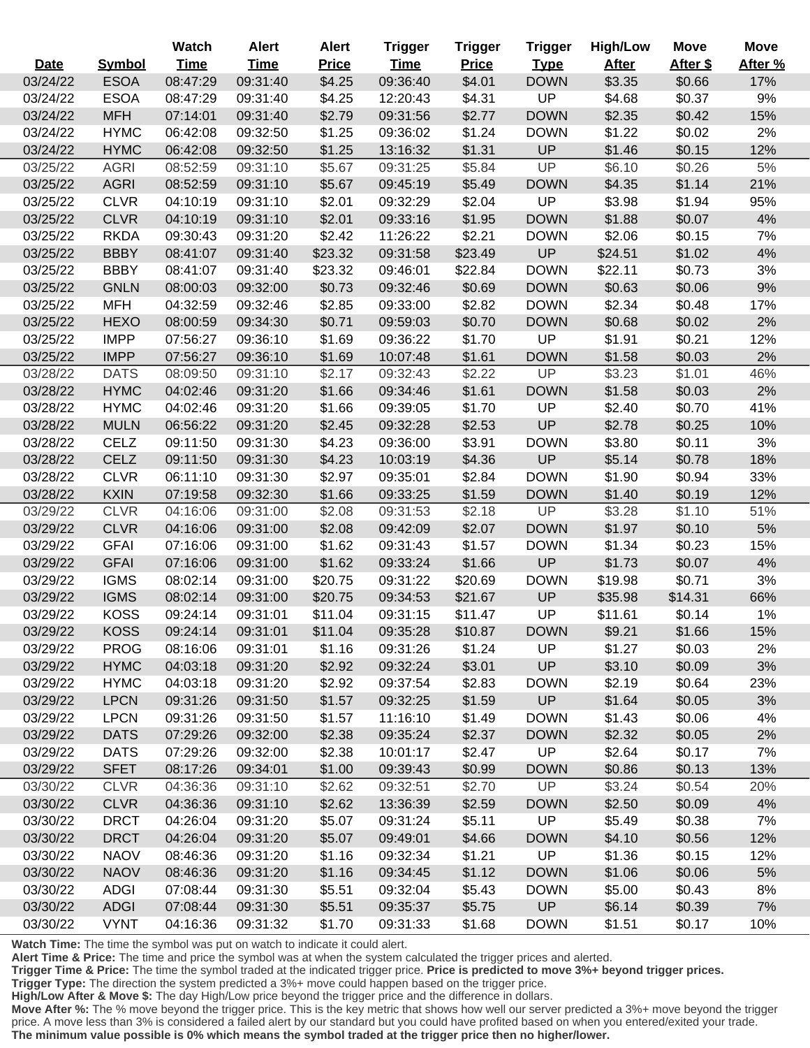| Date | Symbol | Watch Time | Alert Time | Alert Price | Trigger Time | Trigger Price | Trigger Type | High/Low After | Move After $ | Move After % |
|---|---|---|---|---|---|---|---|---|---|---|
| 03/24/22 | ESOA | 08:47:29 | 09:31:40 | $4.25 | 09:36:40 | $4.01 | DOWN | $3.35 | $0.66 | 17% |
| 03/24/22 | ESOA | 08:47:29 | 09:31:40 | $4.25 | 12:20:43 | $4.31 | UP | $4.68 | $0.37 | 9% |
| 03/24/22 | MFH | 07:14:01 | 09:31:40 | $2.79 | 09:31:56 | $2.77 | DOWN | $2.35 | $0.42 | 15% |
| 03/24/22 | HYMC | 06:42:08 | 09:32:50 | $1.25 | 09:36:02 | $1.24 | DOWN | $1.22 | $0.02 | 2% |
| 03/24/22 | HYMC | 06:42:08 | 09:32:50 | $1.25 | 13:16:32 | $1.31 | UP | $1.46 | $0.15 | 12% |
| 03/25/22 | AGRI | 08:52:59 | 09:31:10 | $5.67 | 09:31:25 | $5.84 | UP | $6.10 | $0.26 | 5% |
| 03/25/22 | AGRI | 08:52:59 | 09:31:10 | $5.67 | 09:45:19 | $5.49 | DOWN | $4.35 | $1.14 | 21% |
| 03/25/22 | CLVR | 04:10:19 | 09:31:10 | $2.01 | 09:32:29 | $2.04 | UP | $3.98 | $1.94 | 95% |
| 03/25/22 | CLVR | 04:10:19 | 09:31:10 | $2.01 | 09:33:16 | $1.95 | DOWN | $1.88 | $0.07 | 4% |
| 03/25/22 | RKDA | 09:30:43 | 09:31:20 | $2.42 | 11:26:22 | $2.21 | DOWN | $2.06 | $0.15 | 7% |
| 03/25/22 | BBBY | 08:41:07 | 09:31:40 | $23.32 | 09:31:58 | $23.49 | UP | $24.51 | $1.02 | 4% |
| 03/25/22 | BBBY | 08:41:07 | 09:31:40 | $23.32 | 09:46:01 | $22.84 | DOWN | $22.11 | $0.73 | 3% |
| 03/25/22 | GNLN | 08:00:03 | 09:32:00 | $0.73 | 09:32:46 | $0.69 | DOWN | $0.63 | $0.06 | 9% |
| 03/25/22 | MFH | 04:32:59 | 09:32:46 | $2.85 | 09:33:00 | $2.82 | DOWN | $2.34 | $0.48 | 17% |
| 03/25/22 | HEXO | 08:00:59 | 09:34:30 | $0.71 | 09:59:03 | $0.70 | DOWN | $0.68 | $0.02 | 2% |
| 03/25/22 | IMPP | 07:56:27 | 09:36:10 | $1.69 | 09:36:22 | $1.70 | UP | $1.91 | $0.21 | 12% |
| 03/25/22 | IMPP | 07:56:27 | 09:36:10 | $1.69 | 10:07:48 | $1.61 | DOWN | $1.58 | $0.03 | 2% |
| 03/28/22 | DATS | 08:09:50 | 09:31:10 | $2.17 | 09:32:43 | $2.22 | UP | $3.23 | $1.01 | 46% |
| 03/28/22 | HYMC | 04:02:46 | 09:31:20 | $1.66 | 09:34:46 | $1.61 | DOWN | $1.58 | $0.03 | 2% |
| 03/28/22 | HYMC | 04:02:46 | 09:31:20 | $1.66 | 09:39:05 | $1.70 | UP | $2.40 | $0.70 | 41% |
| 03/28/22 | MULN | 06:56:22 | 09:31:20 | $2.45 | 09:32:28 | $2.53 | UP | $2.78 | $0.25 | 10% |
| 03/28/22 | CELZ | 09:11:50 | 09:31:30 | $4.23 | 09:36:00 | $3.91 | DOWN | $3.80 | $0.11 | 3% |
| 03/28/22 | CELZ | 09:11:50 | 09:31:30 | $4.23 | 10:03:19 | $4.36 | UP | $5.14 | $0.78 | 18% |
| 03/28/22 | CLVR | 06:11:10 | 09:31:30 | $2.97 | 09:35:01 | $2.84 | DOWN | $1.90 | $0.94 | 33% |
| 03/28/22 | KXIN | 07:19:58 | 09:32:30 | $1.66 | 09:33:25 | $1.59 | DOWN | $1.40 | $0.19 | 12% |
| 03/29/22 | CLVR | 04:16:06 | 09:31:00 | $2.08 | 09:31:53 | $2.18 | UP | $3.28 | $1.10 | 51% |
| 03/29/22 | CLVR | 04:16:06 | 09:31:00 | $2.08 | 09:42:09 | $2.07 | DOWN | $1.97 | $0.10 | 5% |
| 03/29/22 | GFAI | 07:16:06 | 09:31:00 | $1.62 | 09:31:43 | $1.57 | DOWN | $1.34 | $0.23 | 15% |
| 03/29/22 | GFAI | 07:16:06 | 09:31:00 | $1.62 | 09:33:24 | $1.66 | UP | $1.73 | $0.07 | 4% |
| 03/29/22 | IGMS | 08:02:14 | 09:31:00 | $20.75 | 09:31:22 | $20.69 | DOWN | $19.98 | $0.71 | 3% |
| 03/29/22 | IGMS | 08:02:14 | 09:31:00 | $20.75 | 09:34:53 | $21.67 | UP | $35.98 | $14.31 | 66% |
| 03/29/22 | KOSS | 09:24:14 | 09:31:01 | $11.04 | 09:31:15 | $11.47 | UP | $11.61 | $0.14 | 1% |
| 03/29/22 | KOSS | 09:24:14 | 09:31:01 | $11.04 | 09:35:28 | $10.87 | DOWN | $9.21 | $1.66 | 15% |
| 03/29/22 | PROG | 08:16:06 | 09:31:01 | $1.16 | 09:31:26 | $1.24 | UP | $1.27 | $0.03 | 2% |
| 03/29/22 | HYMC | 04:03:18 | 09:31:20 | $2.92 | 09:32:24 | $3.01 | UP | $3.10 | $0.09 | 3% |
| 03/29/22 | HYMC | 04:03:18 | 09:31:20 | $2.92 | 09:37:54 | $2.83 | DOWN | $2.19 | $0.64 | 23% |
| 03/29/22 | LPCN | 09:31:26 | 09:31:50 | $1.57 | 09:32:25 | $1.59 | UP | $1.64 | $0.05 | 3% |
| 03/29/22 | LPCN | 09:31:26 | 09:31:50 | $1.57 | 11:16:10 | $1.49 | DOWN | $1.43 | $0.06 | 4% |
| 03/29/22 | DATS | 07:29:26 | 09:32:00 | $2.38 | 09:35:24 | $2.37 | DOWN | $2.32 | $0.05 | 2% |
| 03/29/22 | DATS | 07:29:26 | 09:32:00 | $2.38 | 10:01:17 | $2.47 | UP | $2.64 | $0.17 | 7% |
| 03/29/22 | SFET | 08:17:26 | 09:34:01 | $1.00 | 09:39:43 | $0.99 | DOWN | $0.86 | $0.13 | 13% |
| 03/30/22 | CLVR | 04:36:36 | 09:31:10 | $2.62 | 09:32:51 | $2.70 | UP | $3.24 | $0.54 | 20% |
| 03/30/22 | CLVR | 04:36:36 | 09:31:10 | $2.62 | 13:36:39 | $2.59 | DOWN | $2.50 | $0.09 | 4% |
| 03/30/22 | DRCT | 04:26:04 | 09:31:20 | $5.07 | 09:31:24 | $5.11 | UP | $5.49 | $0.38 | 7% |
| 03/30/22 | DRCT | 04:26:04 | 09:31:20 | $5.07 | 09:49:01 | $4.66 | DOWN | $4.10 | $0.56 | 12% |
| 03/30/22 | NAOV | 08:46:36 | 09:31:20 | $1.16 | 09:32:34 | $1.21 | UP | $1.36 | $0.15 | 12% |
| 03/30/22 | NAOV | 08:46:36 | 09:31:20 | $1.16 | 09:34:45 | $1.12 | DOWN | $1.06 | $0.06 | 5% |
| 03/30/22 | ADGI | 07:08:44 | 09:31:30 | $5.51 | 09:32:04 | $5.43 | DOWN | $5.00 | $0.43 | 8% |
| 03/30/22 | ADGI | 07:08:44 | 09:31:30 | $5.51 | 09:35:37 | $5.75 | UP | $6.14 | $0.39 | 7% |
| 03/30/22 | VYNT | 04:16:36 | 09:31:32 | $1.70 | 09:31:33 | $1.68 | DOWN | $1.51 | $0.17 | 10% |

**Watch Time:** The time the symbol was put on watch to indicate it could alert.
**Alert Time & Price:** The time and price the symbol was at when the system calculated the trigger prices and alerted.
**Trigger Time & Price:** The time the symbol traded at the indicated trigger price. **Price is predicted to move 3%+ beyond trigger prices.**
**Trigger Type:** The direction the system predicted a 3%+ move could happen based on the trigger price.
**High/Low After & Move $:** The day High/Low price beyond the trigger price and the difference in dollars.
**Move After %:** The % move beyond the trigger price. This is the key metric that shows how well our server predicted a 3%+ move beyond the trigger price. A move less than 3% is considered a failed alert by our standard but you could have profited based on when you entered/exited your trade.
**The minimum value possible is 0% which means the symbol traded at the trigger price then no higher/lower.**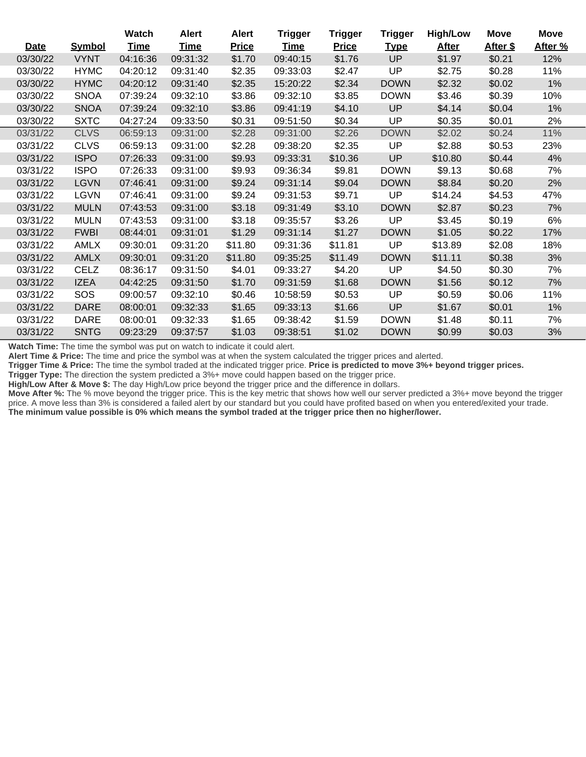| Date | Symbol | Watch Time | Alert Time | Alert Price | Trigger Time | Trigger Price | Trigger Type | High/Low After | Move After $ | Move After % |
|---|---|---|---|---|---|---|---|---|---|---|
| 03/30/22 | VYNT | 04:16:36 | 09:31:32 | $1.70 | 09:40:15 | $1.76 | UP | $1.97 | $0.21 | 12% |
| 03/30/22 | HYMC | 04:20:12 | 09:31:40 | $2.35 | 09:33:03 | $2.47 | UP | $2.75 | $0.28 | 11% |
| 03/30/22 | HYMC | 04:20:12 | 09:31:40 | $2.35 | 15:20:22 | $2.34 | DOWN | $2.32 | $0.02 | 1% |
| 03/30/22 | SNOA | 07:39:24 | 09:32:10 | $3.86 | 09:32:10 | $3.85 | DOWN | $3.46 | $0.39 | 10% |
| 03/30/22 | SNOA | 07:39:24 | 09:32:10 | $3.86 | 09:41:19 | $4.10 | UP | $4.14 | $0.04 | 1% |
| 03/30/22 | SXTC | 04:27:24 | 09:33:50 | $0.31 | 09:51:50 | $0.34 | UP | $0.35 | $0.01 | 2% |
| 03/31/22 | CLVS | 06:59:13 | 09:31:00 | $2.28 | 09:31:00 | $2.26 | DOWN | $2.02 | $0.24 | 11% |
| 03/31/22 | CLVS | 06:59:13 | 09:31:00 | $2.28 | 09:38:20 | $2.35 | UP | $2.88 | $0.53 | 23% |
| 03/31/22 | ISPO | 07:26:33 | 09:31:00 | $9.93 | 09:33:31 | $10.36 | UP | $10.80 | $0.44 | 4% |
| 03/31/22 | ISPO | 07:26:33 | 09:31:00 | $9.93 | 09:36:34 | $9.81 | DOWN | $9.13 | $0.68 | 7% |
| 03/31/22 | LGVN | 07:46:41 | 09:31:00 | $9.24 | 09:31:14 | $9.04 | DOWN | $8.84 | $0.20 | 2% |
| 03/31/22 | LGVN | 07:46:41 | 09:31:00 | $9.24 | 09:31:53 | $9.71 | UP | $14.24 | $4.53 | 47% |
| 03/31/22 | MULN | 07:43:53 | 09:31:00 | $3.18 | 09:31:49 | $3.10 | DOWN | $2.87 | $0.23 | 7% |
| 03/31/22 | MULN | 07:43:53 | 09:31:00 | $3.18 | 09:35:57 | $3.26 | UP | $3.45 | $0.19 | 6% |
| 03/31/22 | FWBI | 08:44:01 | 09:31:01 | $1.29 | 09:31:14 | $1.27 | DOWN | $1.05 | $0.22 | 17% |
| 03/31/22 | AMLX | 09:30:01 | 09:31:20 | $11.80 | 09:31:36 | $11.81 | UP | $13.89 | $2.08 | 18% |
| 03/31/22 | AMLX | 09:30:01 | 09:31:20 | $11.80 | 09:35:25 | $11.49 | DOWN | $11.11 | $0.38 | 3% |
| 03/31/22 | CELZ | 08:36:17 | 09:31:50 | $4.01 | 09:33:27 | $4.20 | UP | $4.50 | $0.30 | 7% |
| 03/31/22 | IZEA | 04:42:25 | 09:31:50 | $1.70 | 09:31:59 | $1.68 | DOWN | $1.56 | $0.12 | 7% |
| 03/31/22 | SOS | 09:00:57 | 09:32:10 | $0.46 | 10:58:59 | $0.53 | UP | $0.59 | $0.06 | 11% |
| 03/31/22 | DARE | 08:00:01 | 09:32:33 | $1.65 | 09:33:13 | $1.66 | UP | $1.67 | $0.01 | 1% |
| 03/31/22 | DARE | 08:00:01 | 09:32:33 | $1.65 | 09:38:42 | $1.59 | DOWN | $1.48 | $0.11 | 7% |
| 03/31/22 | SNTG | 09:23:29 | 09:37:57 | $1.03 | 09:38:51 | $1.02 | DOWN | $0.99 | $0.03 | 3% |

**Watch Time:** The time the symbol was put on watch to indicate it could alert.
**Alert Time & Price:** The time and price the symbol was at when the system calculated the trigger prices and alerted.
**Trigger Time & Price:** The time the symbol traded at the indicated trigger price. **Price is predicted to move 3%+ beyond trigger prices.**
**Trigger Type:** The direction the system predicted a 3%+ move could happen based on the trigger price.
**High/Low After & Move $:** The day High/Low price beyond the trigger price and the difference in dollars.
**Move After %:** The % move beyond the trigger price. This is the key metric that shows how well our server predicted a 3%+ move beyond the trigger price. A move less than 3% is considered a failed alert by our standard but you could have profited based on when you entered/exited your trade.
**The minimum value possible is 0% which means the symbol traded at the trigger price then no higher/lower.**